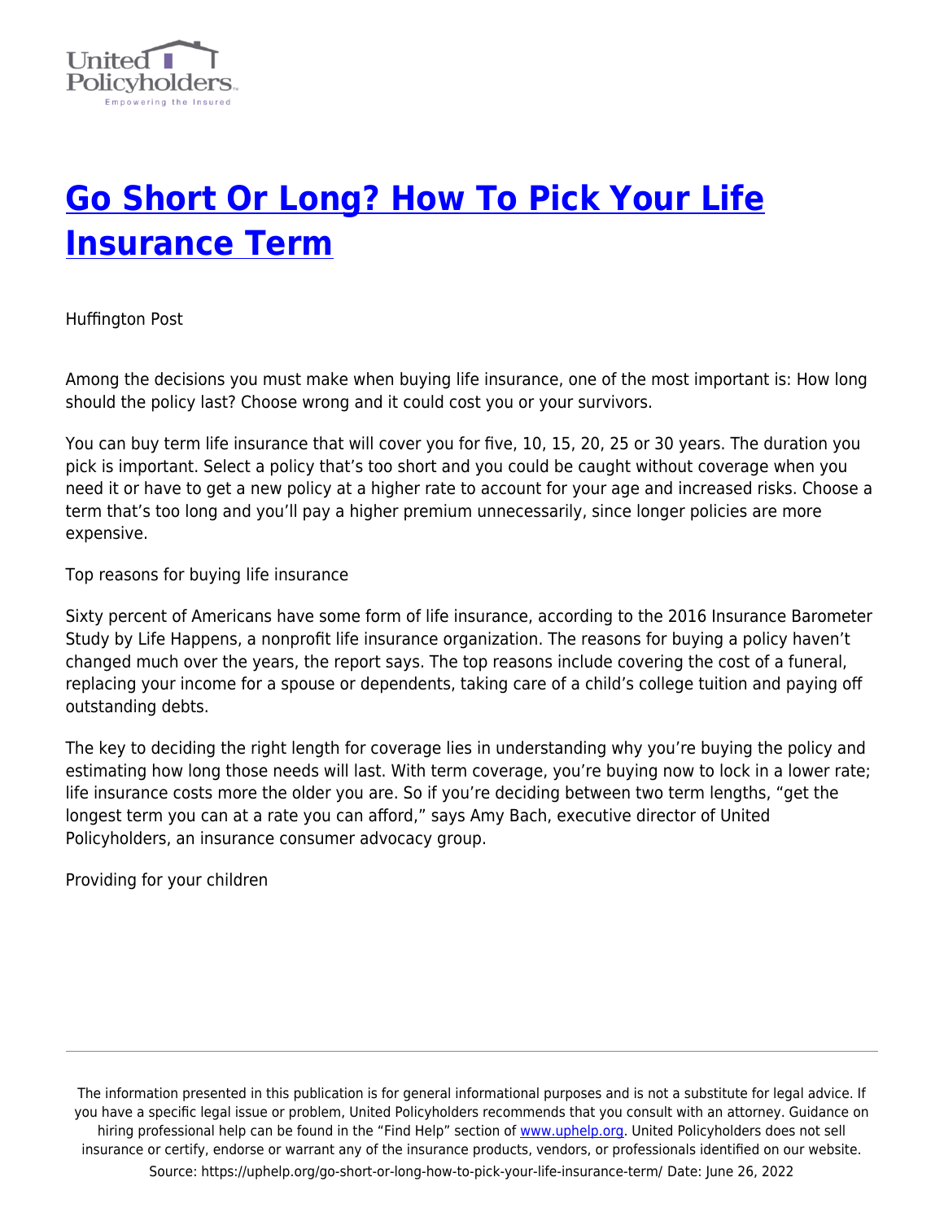# [Go Short Or Long? How To Pick Your Life Insurance Term](https://uphelp.org/go-short-or-long-how-to-pick-your-life-insurance-term/)

Huffington Post

Among the decisions you must make when buying life insurance, one of the most important is: How long should the policy last? Choose wrong and it could cost you or your survivors.

You can buy term life insurance that will cover you for five, 10, 15, 20, 25 or 30 years. The duration you pick is important. Select a policy that's too short and you could be caught without coverage when you need it or have to get a new policy at a higher rate to account for your age and increased risks. Choose a term that's too long and you'll pay a higher premium unnecessarily, since longer policies are more expensive.

Top reasons for buying life insurance

Sixty percent of Americans have some form of life insurance, according to the 2016 Insurance Barometer Study by Life Happens, a nonprofit life insurance organization. The reasons for buying a policy haven't changed much over the years, the report says. The top reasons include covering the cost of a funeral, replacing your income for a spouse or dependents, taking care of a child's college tuition and paying off outstanding debts.

The key to deciding the right length for coverage lies in understanding why you're buying the policy and estimating how long those needs will last. With term coverage, you're buying now to lock in a lower rate; life insurance costs more the older you are. So if you're deciding between two term lengths, "get the longest term you can at a rate you can afford," says Amy Bach, executive director of United Policyholders, an insurance consumer advocacy group.

Providing for your children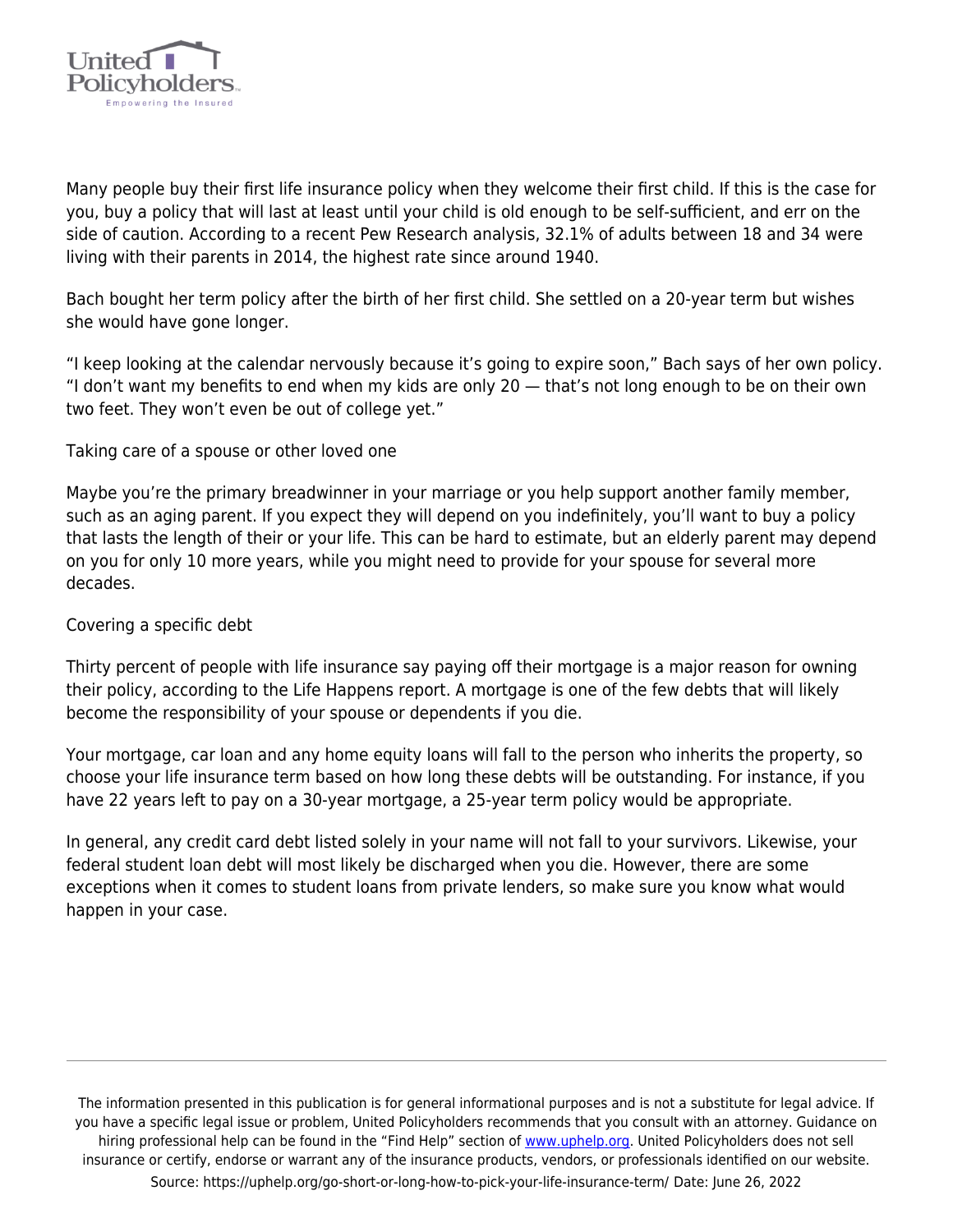Many people buy their first life insurance policy when they welcome their first child. If this is the case for you, buy a policy that will last at least until your child is old enough to be self-sufficient, and err on the side of caution. According to a recent Pew Research analysis, 32.1% of adults between 18 and 34 were living with their parents in 2014, the highest rate since around 1940.

Bach bought her term policy after the birth of her first child. She settled on a 20-year term but wishes she would have gone longer.

"I keep looking at the calendar nervously because it's going to expire soon," Bach says of her own policy. "I don't want my benefits to end when my kids are only 20 — that's not long enough to be on their own two feet. They won't even be out of college yet."

### Taking care of a spouse or other loved one

Maybe you're the primary breadwinner in your marriage or you help support another family member, such as an aging parent. If you expect they will depend on you indefinitely, you'll want to buy a policy that lasts the length of their or your life. This can be hard to estimate, but an elderly parent may depend on you for only 10 more years, while you might need to provide for your spouse for several more decades.

### Covering a specific debt

Thirty percent of people with life insurance say paying off their mortgage is a major reason for owning their policy, according to the Life Happens report. A mortgage is one of the few debts that will likely become the responsibility of your spouse or dependents if you die.

Your mortgage, car loan and any home equity loans will fall to the person who inherits the property, so choose your life insurance term based on how long these debts will be outstanding. For instance, if you have 22 years left to pay on a 30-year mortgage, a 25-year term policy would be appropriate.

In general, any credit card debt listed solely in your name will not fall to your survivors. Likewise, your federal student loan debt will most likely be discharged when you die. However, there are some exceptions when it comes to student loans from private lenders, so make sure you know what would happen in your case.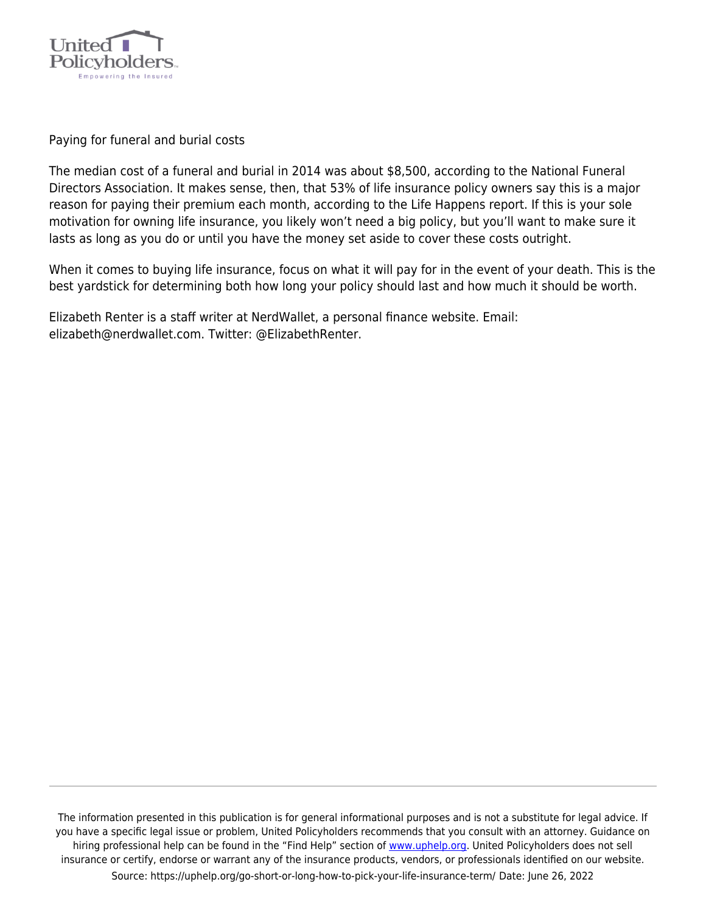Paying for funeral and burial costs

The median cost of a funeral and burial in 2014 was about $8,500, according to the National Funeral Directors Association. It makes sense, then, that 53% of life insurance policy owners say this is a major reason for paying their premium each month, according to the Life Happens report. If this is your sole motivation for owning life insurance, you likely won't need a big policy, but you'll want to make sure it lasts as long as you do or until you have the money set aside to cover these costs outright.

When it comes to buying life insurance, focus on what it will pay for in the event of your death. This is the best yardstick for determining both how long your policy should last and how much it should be worth.

Elizabeth Renter is a staff writer at NerdWallet, a personal finance website. Email: elizabeth@nerdwallet.com. Twitter: @ElizabethRenter.

---

The information presented in this publication is for general informational purposes and is not a substitute for legal advice. If you have a specific legal issue or problem, United Policyholders recommends that you consult with an attorney. Guidance on hiring professional help can be found in the "Find Help" section of www.uphelp.org. United Policyholders does not sell insurance or certify, endorse or warrant any of the insurance products, vendors, or professionals identified on our website.

Source: https://uphelp.org/go-short-or-long-how-to-pick-your-life-insurance-term/ Date: June 26, 2022